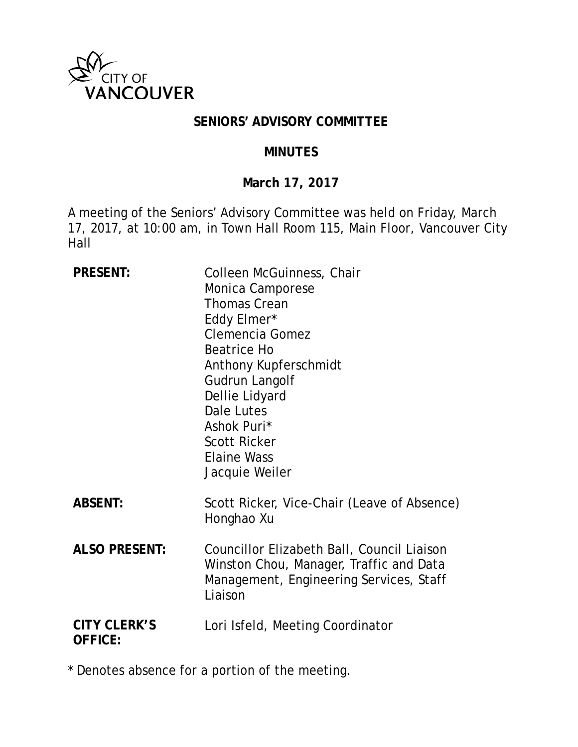CITY OF VANCOUVER

# SENIORS' ADVISORY COMMITTEE

## MINUTES

**March 17, 2017**

A meeting of the Seniors' Advisory Committee was held on Friday, March 17, 2017, at 10:00 am, in Town Hall Room 115, Main Floor, Vancouver City Hall

| | |
|---|---|
| **PRESENT:** | Colleen McGuinness, Chair<br>Monica Camporese<br>Thomas Crean<br>Eddy Elmer*<br>Clemencia Gomez<br>Beatrice Ho<br>Anthony Kupferschmidt<br>Gudrun Langolf<br>Dellie Lidyard<br>Dale Lutes<br>Ashok Puri*<br>Scott Ricker<br>Elaine Wass<br>Jacquie Weiler |
| **ABSENT:** | Scott Ricker, Vice-Chair (Leave of Absence)<br>Honghao Xu |
| **ALSO PRESENT:** | Councillor Elizabeth Ball, Council Liaison<br>Winston Chou, Manager, Traffic and Data Management, Engineering Services, Staff Liaison |
| **CITY CLERK'S OFFICE:** | Lori Isfeld, Meeting Coordinator |

\* Denotes absence for a portion of the meeting.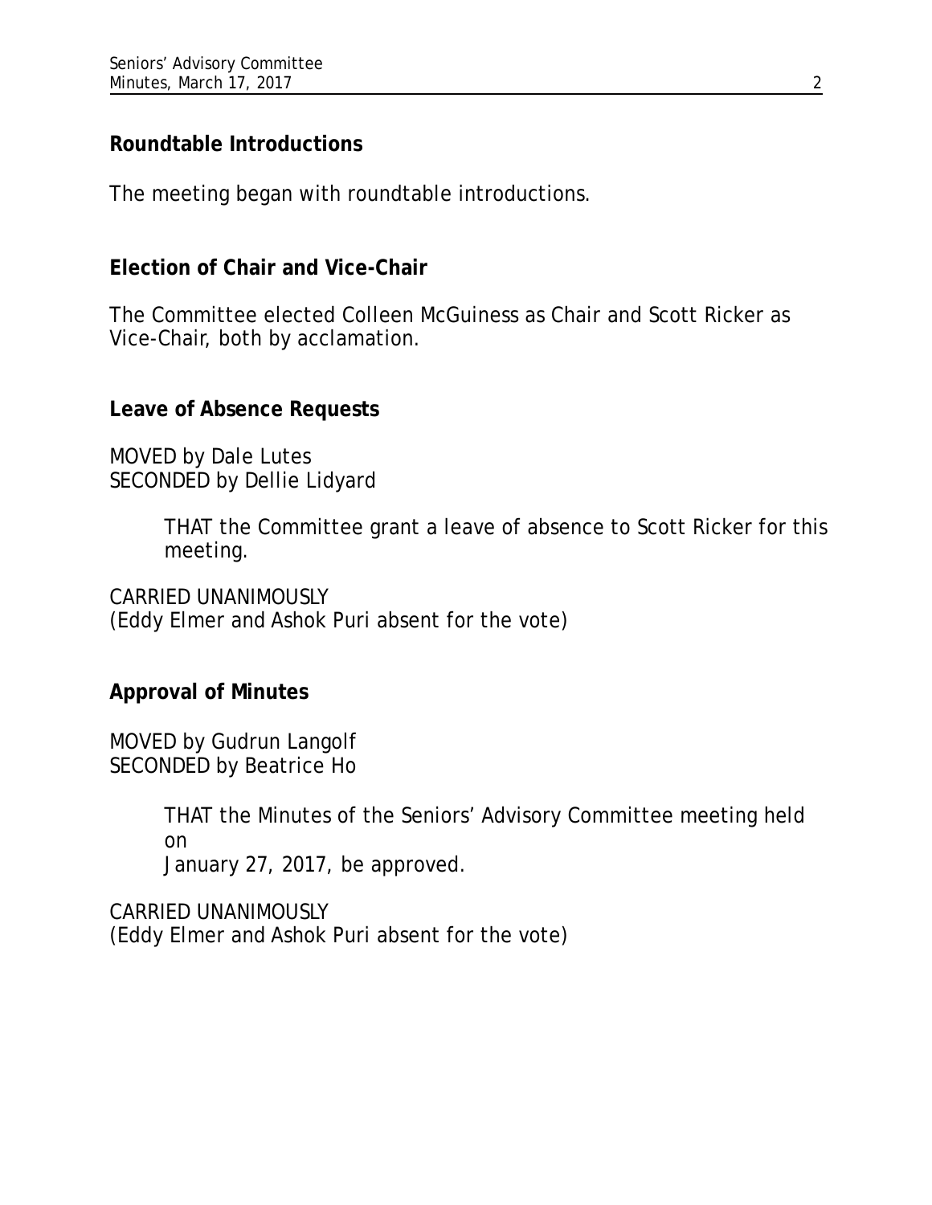## Roundtable Introductions

The meeting began with roundtable introductions.

## Election of Chair and Vice-Chair

The Committee elected Colleen McGuiness as Chair and Scott Ricker as Vice-Chair, both by acclamation.

## Leave of Absence Requests

MOVED by Dale Lutes
SECONDED by Dellie Lidyard

> THAT the Committee grant a leave of absence to Scott Ricker for this meeting.

CARRIED UNANIMOUSLY
(Eddy Elmer and Ashok Puri absent for the vote)

## Approval of Minutes

MOVED by Gudrun Langolf
SECONDED by Beatrice Ho

> THAT the Minutes of the Seniors' Advisory Committee meeting held on
> January 27, 2017, be approved.

CARRIED UNANIMOUSLY
(Eddy Elmer and Ashok Puri absent for the vote)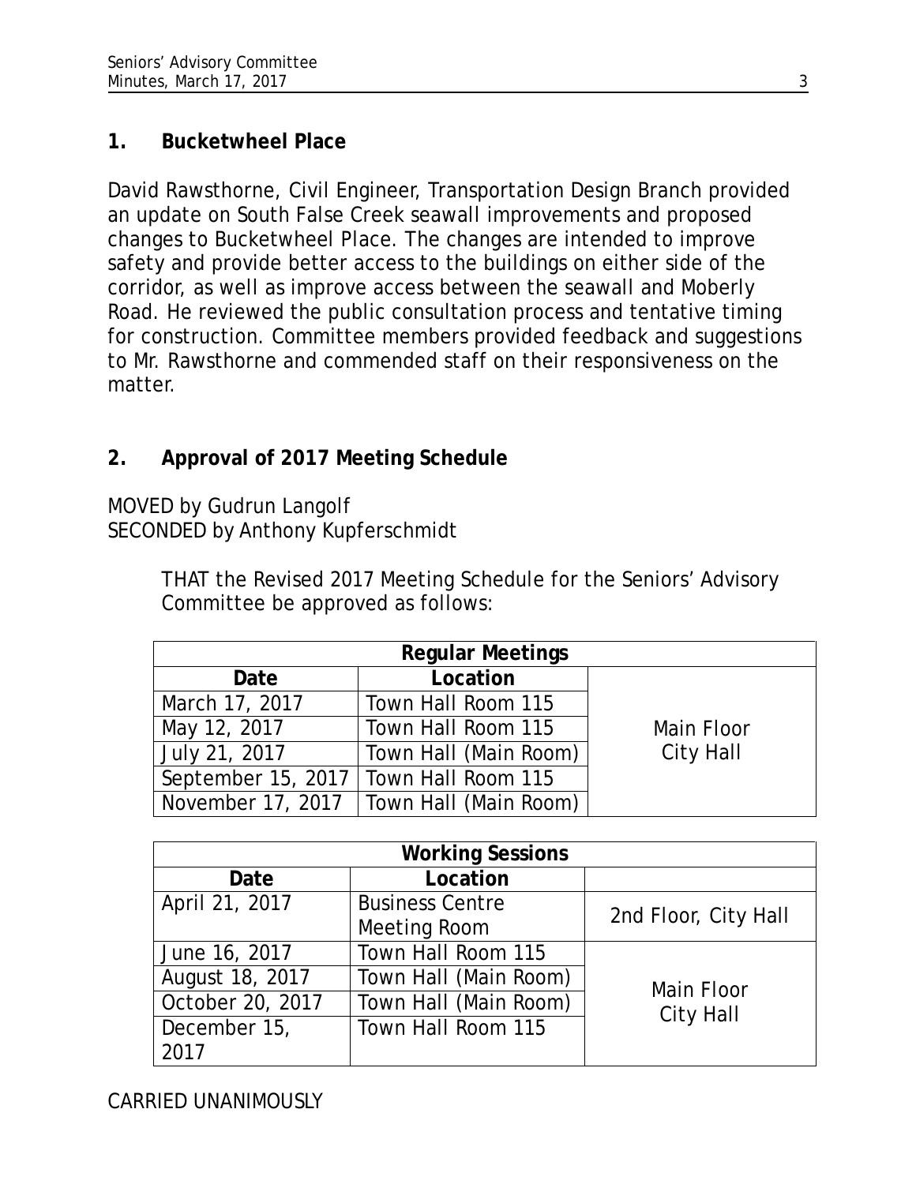## 1. Bucketwheel Place

David Rawsthorne, Civil Engineer, Transportation Design Branch provided an update on South False Creek seawall improvements and proposed changes to Bucketwheel Place. The changes are intended to improve safety and provide better access to the buildings on either side of the corridor, as well as improve access between the seawall and Moberly Road. He reviewed the public consultation process and tentative timing for construction. Committee members provided feedback and suggestions to Mr. Rawsthorne and commended staff on their responsiveness on the matter.

## 2. Approval of 2017 Meeting Schedule

MOVED by Gudrun Langolf
SECONDED by Anthony Kupferschmidt

> THAT the Revised 2017 Meeting Schedule for the Seniors' Advisory Committee be approved as follows:

| Regular Meetings | | |
|---|---|---|
| **Date** | **Location** | |
| March 17, 2017 | Town Hall Room 115 | Main Floor City Hall |
| May 12, 2017 | Town Hall Room 115 | |
| July 21, 2017 | Town Hall (Main Room) | |
| September 15, 2017 | Town Hall Room 115 | |
| November 17, 2017 | Town Hall (Main Room) | |

| Working Sessions | | |
|---|---|---|
| **Date** | **Location** | |
| April 21, 2017 | Business Centre Meeting Room | 2nd Floor, City Hall |
| June 16, 2017 | Town Hall Room 115 | Main Floor City Hall |
| August 18, 2017 | Town Hall (Main Room) | |
| October 20, 2017 | Town Hall (Main Room) | |
| December 15, 2017 | Town Hall Room 115 | |

CARRIED UNANIMOUSLY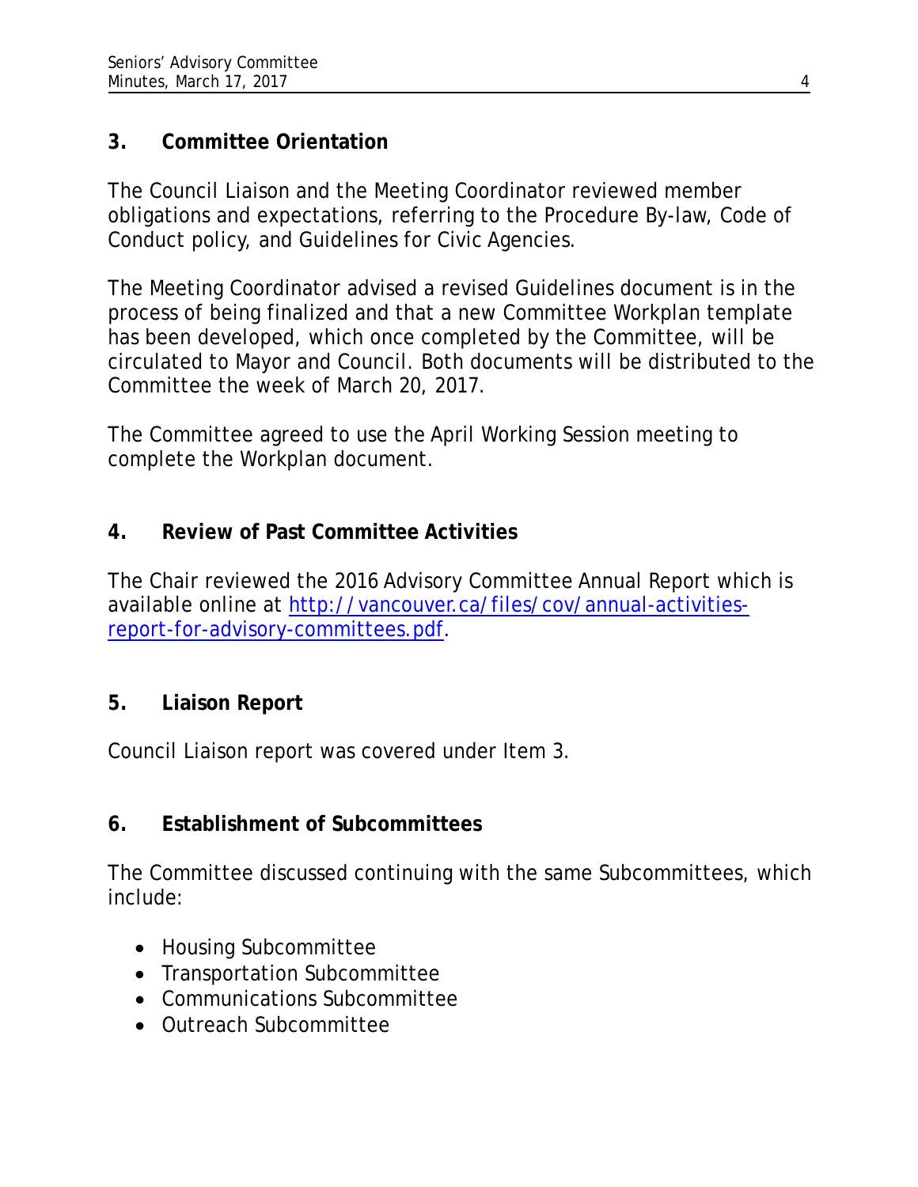## 3. Committee Orientation

The Council Liaison and the Meeting Coordinator reviewed member obligations and expectations, referring to the Procedure By-law, Code of Conduct policy, and Guidelines for Civic Agencies.

The Meeting Coordinator advised a revised Guidelines document is in the process of being finalized and that a new Committee Workplan template has been developed, which once completed by the Committee, will be circulated to Mayor and Council. Both documents will be distributed to the Committee the week of March 20, 2017.

The Committee agreed to use the April Working Session meeting to complete the Workplan document.

## 4. Review of Past Committee Activities

The Chair reviewed the 2016 Advisory Committee Annual Report which is available online at [http://vancouver.ca/files/cov/annual-activities-report-for-advisory-committees.pdf](http://vancouver.ca/files/cov/annual-activities-report-for-advisory-committees.pdf).

## 5. Liaison Report

Council Liaison report was covered under Item 3.

## 6. Establishment of Subcommittees

The Committee discussed continuing with the same Subcommittees, which include:

- Housing Subcommittee
- Transportation Subcommittee
- Communications Subcommittee
- Outreach Subcommittee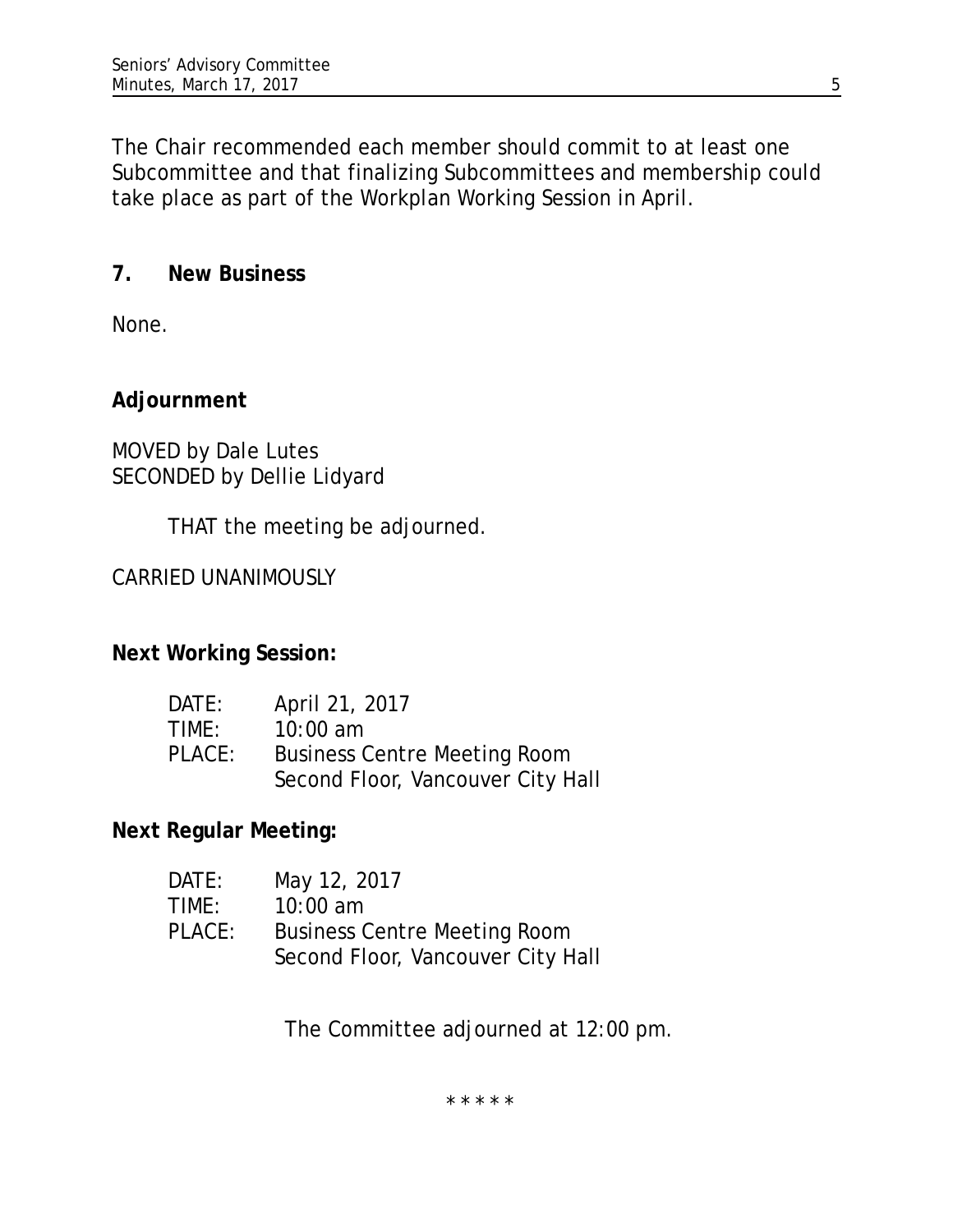The Chair recommended each member should commit to at least one Subcommittee and that finalizing Subcommittees and membership could take place as part of the Workplan Working Session in April.

## 7. New Business

None.

## Adjournment

MOVED by Dale Lutes
SECONDED by Dellie Lidyard

THAT the meeting be adjourned.

CARRIED UNANIMOUSLY

**Next Working Session:**

DATE: April 21, 2017
TIME: 10:00 am
PLACE: Business Centre Meeting Room
Second Floor, Vancouver City Hall

**Next Regular Meeting:**

DATE: May 12, 2017
TIME: 10:00 am
PLACE: Business Centre Meeting Room
Second Floor, Vancouver City Hall

The Committee adjourned at 12:00 pm.

\* \* \* \* \*